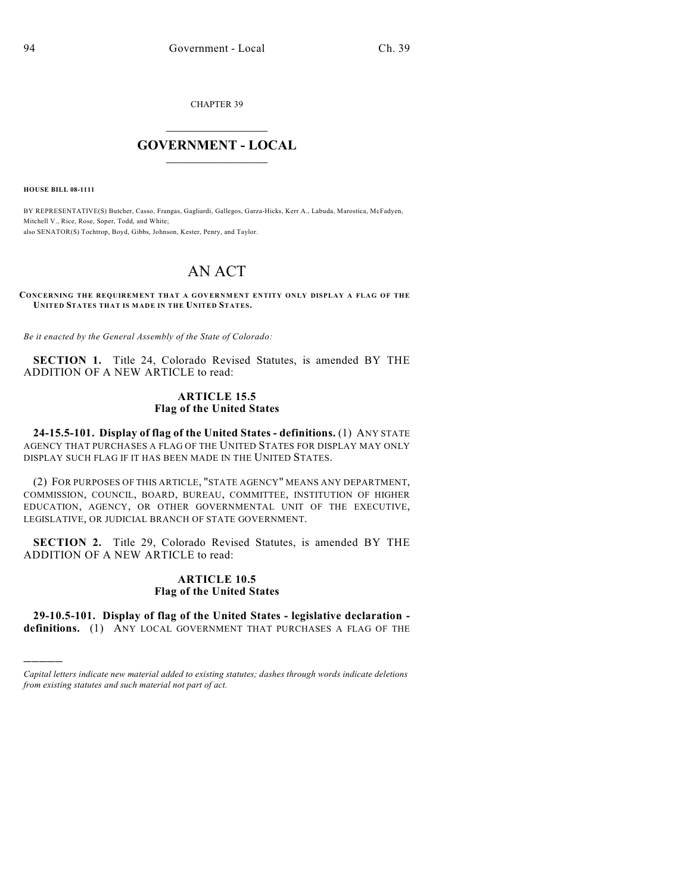CHAPTER 39

# GOVERNMENT - LOCAL

**HOUSE BILL 08-1111**

BY REPRESENTATIVE(S) Butcher, Casso, Frangas, Gagliardi, Gallegos, Garza-Hicks, Kerr A., Labuda, Marostica, McFadyen, Mitchell V., Rice, Rose, Soper, Todd, and White;
also SENATOR(S) Tochtrop, Boyd, Gibbs, Johnson, Kester, Penry, and Taylor.

# AN ACT

**CONCERNING THE REQUIREMENT THAT A GOVERNMENT ENTITY ONLY DISPLAY A FLAG OF THE UNITED STATES THAT IS MADE IN THE UNITED STATES.**

*Be it enacted by the General Assembly of the State of Colorado:*

**SECTION 1.** Title 24, Colorado Revised Statutes, is amended BY THE ADDITION OF A NEW ARTICLE to read:

### ARTICLE 15.5
### Flag of the United States

**24-15.5-101. Display of flag of the United States - definitions.** (1) ANY STATE AGENCY THAT PURCHASES A FLAG OF THE UNITED STATES FOR DISPLAY MAY ONLY DISPLAY SUCH FLAG IF IT HAS BEEN MADE IN THE UNITED STATES.

(2) FOR PURPOSES OF THIS ARTICLE, "STATE AGENCY" MEANS ANY DEPARTMENT, COMMISSION, COUNCIL, BOARD, BUREAU, COMMITTEE, INSTITUTION OF HIGHER EDUCATION, AGENCY, OR OTHER GOVERNMENTAL UNIT OF THE EXECUTIVE, LEGISLATIVE, OR JUDICIAL BRANCH OF STATE GOVERNMENT.

**SECTION 2.** Title 29, Colorado Revised Statutes, is amended BY THE ADDITION OF A NEW ARTICLE to read:

### ARTICLE 10.5
### Flag of the United States

**29-10.5-101. Display of flag of the United States - legislative declaration - definitions.** (1) ANY LOCAL GOVERNMENT THAT PURCHASES A FLAG OF THE

*Capital letters indicate new material added to existing statutes; dashes through words indicate deletions from existing statutes and such material not part of act.*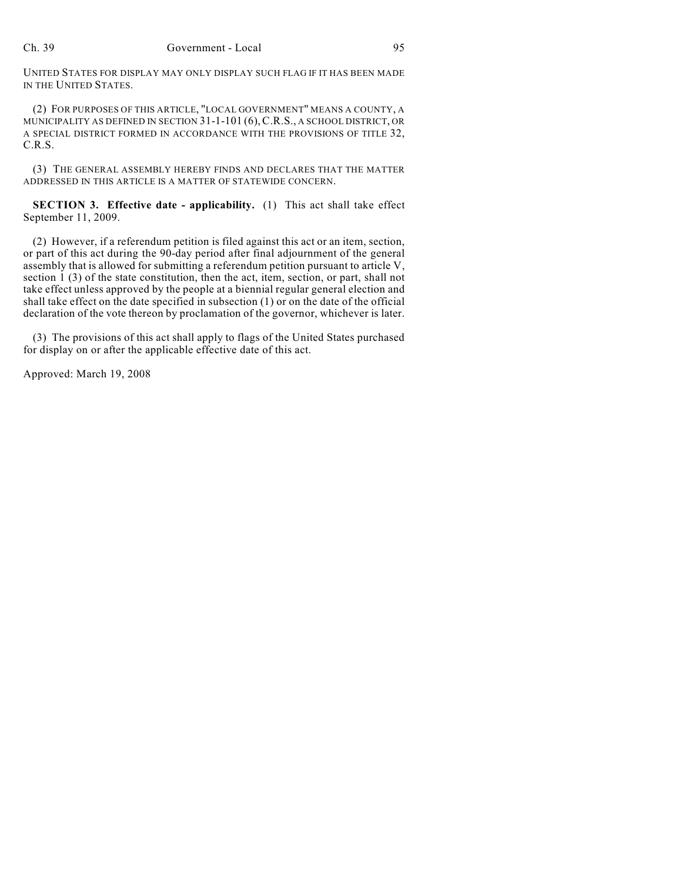UNITED STATES FOR DISPLAY MAY ONLY DISPLAY SUCH FLAG IF IT HAS BEEN MADE IN THE UNITED STATES.

(2) FOR PURPOSES OF THIS ARTICLE, "LOCAL GOVERNMENT" MEANS A COUNTY, A MUNICIPALITY AS DEFINED IN SECTION 31-1-101 (6), C.R.S., A SCHOOL DISTRICT, OR A SPECIAL DISTRICT FORMED IN ACCORDANCE WITH THE PROVISIONS OF TITLE 32, C.R.S.

(3) THE GENERAL ASSEMBLY HEREBY FINDS AND DECLARES THAT THE MATTER ADDRESSED IN THIS ARTICLE IS A MATTER OF STATEWIDE CONCERN.

**SECTION 3. Effective date - applicability.** (1) This act shall take effect September 11, 2009.

(2) However, if a referendum petition is filed against this act or an item, section, or part of this act during the 90-day period after final adjournment of the general assembly that is allowed for submitting a referendum petition pursuant to article V, section 1 (3) of the state constitution, then the act, item, section, or part, shall not take effect unless approved by the people at a biennial regular general election and shall take effect on the date specified in subsection (1) or on the date of the official declaration of the vote thereon by proclamation of the governor, whichever is later.

(3) The provisions of this act shall apply to flags of the United States purchased for display on or after the applicable effective date of this act.

Approved: March 19, 2008